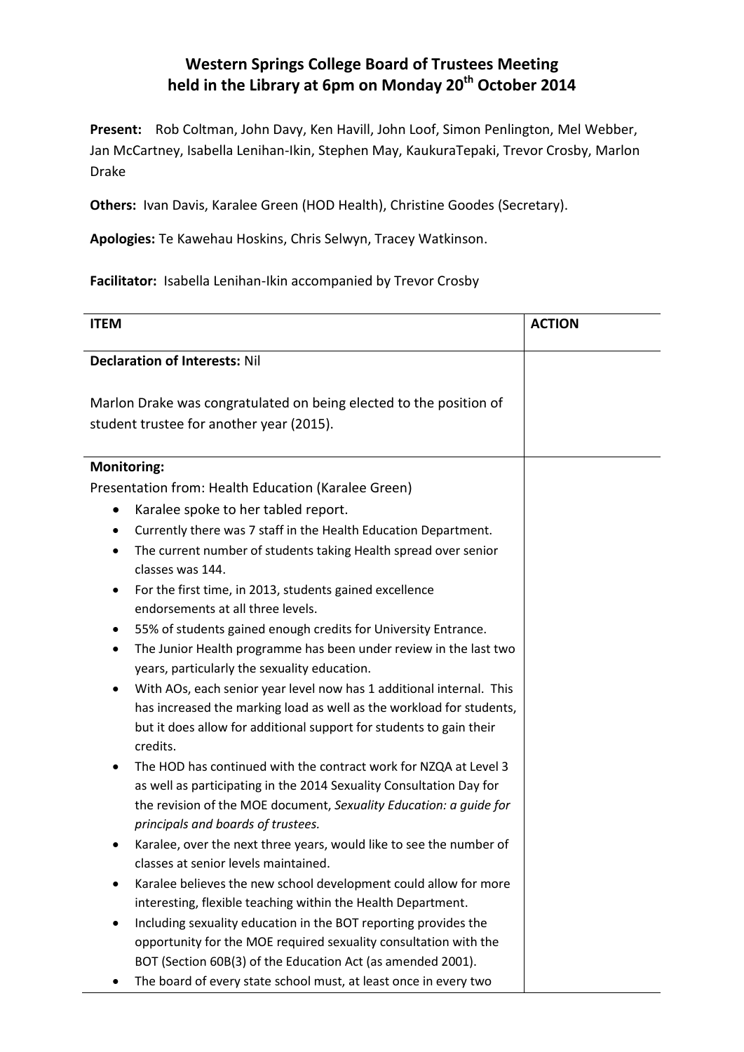# Western Springs College Board of Trustees Meeting held in the Library at 6pm on Monday 20th October 2014

**Present:** Rob Coltman, John Davy, Ken Havill, John Loof, Simon Penlington, Mel Webber, Jan McCartney, Isabella Lenihan-Ikin, Stephen May, KaukuraTepaki, Trevor Crosby, Marlon Drake

**Others:** Ivan Davis, Karalee Green (HOD Health), Christine Goodes (Secretary).

**Apologies:** Te Kawehau Hoskins, Chris Selwyn, Tracey Watkinson.

**Facilitator:** Isabella Lenihan-Ikin accompanied by Trevor Crosby

| ITEM | ACTION |
|---|---|
| **Declaration of Interests:** Nil<br><br>Marlon Drake was congratulated on being elected to the position of student trustee for another year (2015). | |
| **Monitoring:**<br>Presentation from: Health Education (Karalee Green)<br>• Karalee spoke to her tabled report.<br>• Currently there was 7 staff in the Health Education Department.<br>• The current number of students taking Health spread over senior classes was 144.<br>• For the first time, in 2013, students gained excellence endorsements at all three levels.<br>• 55% of students gained enough credits for University Entrance.<br>• The Junior Health programme has been under review in the last two years, particularly the sexuality education.<br>• With AOs, each senior year level now has 1 additional internal. This has increased the marking load as well as the workload for students, but it does allow for additional support for students to gain their credits.<br>• The HOD has continued with the contract work for NZQA at Level 3 as well as participating in the 2014 Sexuality Consultation Day for the revision of the MOE document, *Sexuality Education: a guide for principals and boards of trustees.*<br>• Karalee, over the next three years, would like to see the number of classes at senior levels maintained.<br>• Karalee believes the new school development could allow for more interesting, flexible teaching within the Health Department.<br>• Including sexuality education in the BOT reporting provides the opportunity for the MOE required sexuality consultation with the BOT (Section 60B(3) of the Education Act (as amended 2001).<br>• The board of every state school must, at least once in every two | |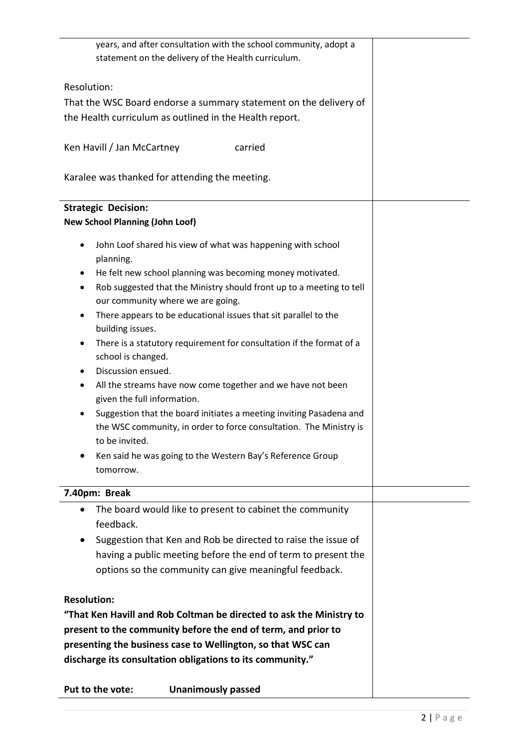years, and after consultation with the school community, adopt a statement on the delivery of the Health curriculum.

Resolution:

That the WSC Board endorse a summary statement on the delivery of the Health curriculum as outlined in the Health report.

Ken Havill / Jan McCartney carried

Karalee was thanked for attending the meeting.

**Strategic Decision:**

**New School Planning (John Loof)**

- John Loof shared his view of what was happening with school planning.
- He felt new school planning was becoming money motivated.
- Rob suggested that the Ministry should front up to a meeting to tell our community where we are going.
- There appears to be educational issues that sit parallel to the building issues.
- There is a statutory requirement for consultation if the format of a school is changed.
- Discussion ensued.
- All the streams have now come together and we have not been given the full information.
- Suggestion that the board initiates a meeting inviting Pasadena and the WSC community, in order to force consultation. The Ministry is to be invited.
- Ken said he was going to the Western Bay's Reference Group tomorrow.

**7.40pm: Break**

- The board would like to present to cabinet the community feedback.
- Suggestion that Ken and Rob be directed to raise the issue of having a public meeting before the end of term to present the options so the community can give meaningful feedback.

**Resolution:**

**"That Ken Havill and Rob Coltman be directed to ask the Ministry to present to the community before the end of term, and prior to presenting the business case to Wellington, so that WSC can discharge its consultation obligations to its community."**

**Put to the vote: Unanimously passed**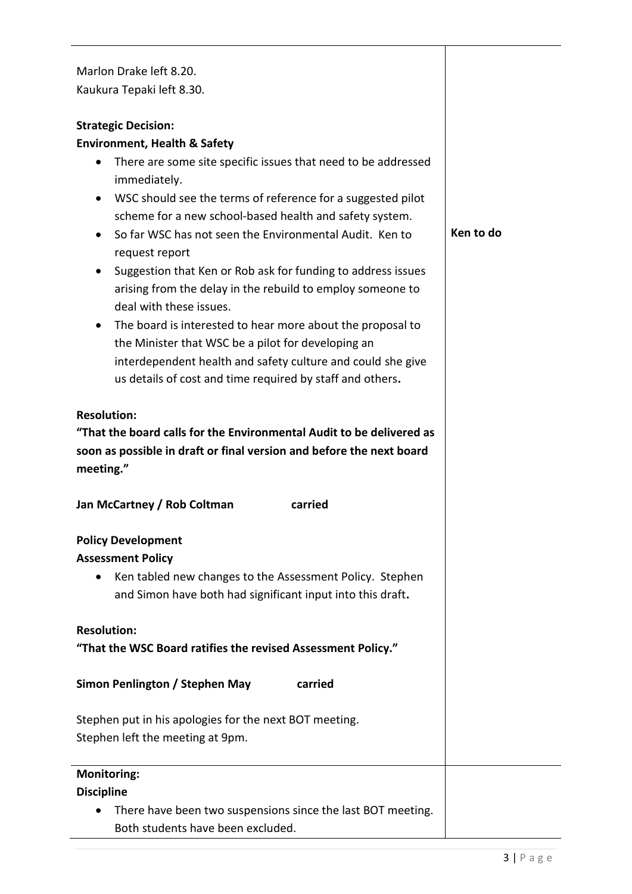| | |
|---|---|
| Marlon Drake left 8.20.<br>Kaukura Tepaki left 8.30.<br><br>**Strategic Decision:**<br>**Environment, Health & Safety**<br>• There are some site specific issues that need to be addressed immediately.<br>• WSC should see the terms of reference for a suggested pilot scheme for a new school-based health and safety system.<br>• So far WSC has not seen the Environmental Audit. Ken to request report<br>• Suggestion that Ken or Rob ask for funding to address issues arising from the delay in the rebuild to employ someone to deal with these issues.<br>• The board is interested to hear more about the proposal to the Minister that WSC be a pilot for developing an interdependent health and safety culture and could she give us details of cost and time required by staff and others**.**<br><br>**Resolution:**<br>**"That the board calls for the Environmental Audit to be delivered as soon as possible in draft or final version and before the next board meeting."**<br><br>**Jan McCartney / Rob Coltman carried**<br><br>**Policy Development**<br>**Assessment Policy**<br>• Ken tabled new changes to the Assessment Policy. Stephen and Simon have both had significant input into this draft**.**<br><br>**Resolution:**<br>**"That the WSC Board ratifies the revised Assessment Policy."**<br><br>**Simon Penlington / Stephen May carried**<br><br>Stephen put in his apologies for the next BOT meeting.<br>Stephen left the meeting at 9pm. | **Ken to do** |
| **Monitoring:**<br>**Discipline**<br>• There have been two suspensions since the last BOT meeting. Both students have been excluded. | |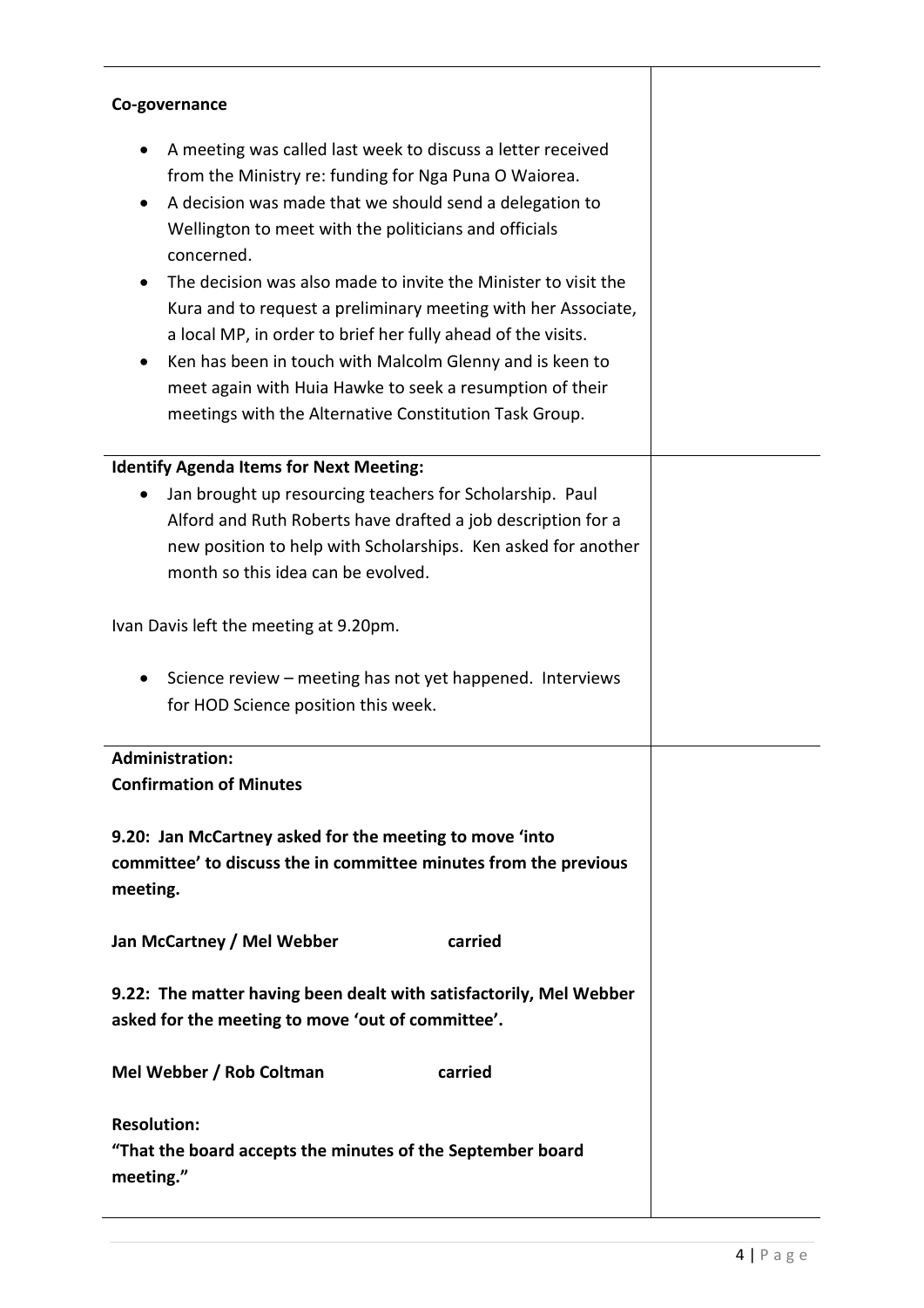**Co-governance**

- A meeting was called last week to discuss a letter received from the Ministry re: funding for Nga Puna O Waiorea.
- A decision was made that we should send a delegation to Wellington to meet with the politicians and officials concerned.
- The decision was also made to invite the Minister to visit the Kura and to request a preliminary meeting with her Associate, a local MP, in order to brief her fully ahead of the visits.
- Ken has been in touch with Malcolm Glenny and is keen to meet again with Huia Hawke to seek a resumption of their meetings with the Alternative Constitution Task Group.

**Identify Agenda Items for Next Meeting:**

- Jan brought up resourcing teachers for Scholarship. Paul Alford and Ruth Roberts have drafted a job description for a new position to help with Scholarships. Ken asked for another month so this idea can be evolved.

Ivan Davis left the meeting at 9.20pm.

- Science review – meeting has not yet happened. Interviews for HOD Science position this week.

**Administration:**
**Confirmation of Minutes**

**9.20: Jan McCartney asked for the meeting to move 'into committee' to discuss the in committee minutes from the previous meeting.**

**Jan McCartney / Mel Webber carried**

**9.22: The matter having been dealt with satisfactorily, Mel Webber asked for the meeting to move 'out of committee'.**

**Mel Webber / Rob Coltman carried**

**Resolution:**
**"That the board accepts the minutes of the September board meeting."**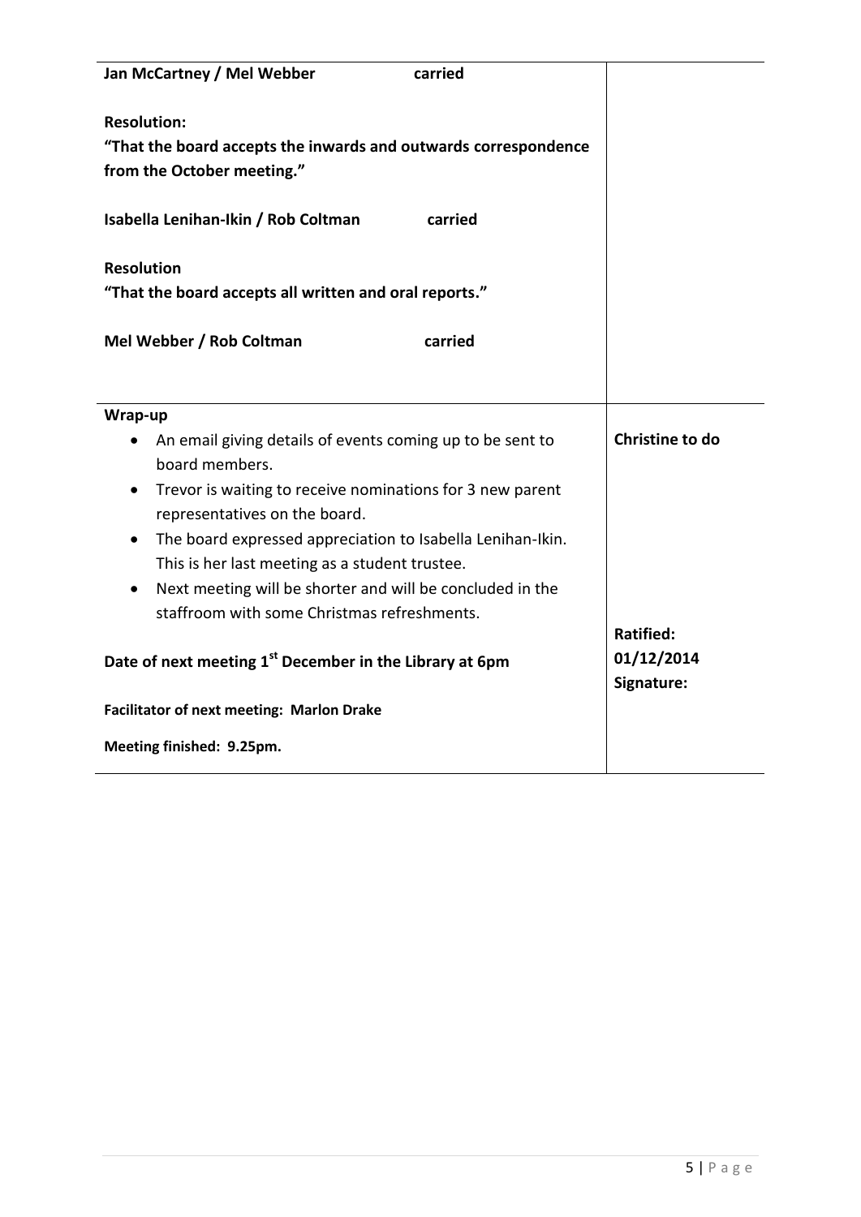| | |
|---|---|
| **Jan McCartney / Mel Webber** **carried**<br><br>**Resolution:**<br>**"That the board accepts the inwards and outwards correspondence from the October meeting."**<br><br>**Isabella Lenihan-Ikin / Rob Coltman** **carried**<br><br>**Resolution**<br>**"That the board accepts all written and oral reports."**<br><br>**Mel Webber / Rob Coltman** **carried** | |
| **Wrap-up**<br>• An email giving details of events coming up to be sent to board members.<br>• Trevor is waiting to receive nominations for 3 new parent representatives on the board.<br>• The board expressed appreciation to Isabella Lenihan-Ikin. This is her last meeting as a student trustee.<br>• Next meeting will be shorter and will be concluded in the staffroom with some Christmas refreshments.<br><br>**Date of next meeting 1st December in the Library at 6pm**<br><br>**Facilitator of next meeting: Marlon Drake**<br><br>**Meeting finished: 9.25pm.** | **Christine to do**<br><br><br><br><br><br><br>**Ratified: 01/12/2014**<br>**Signature:** |